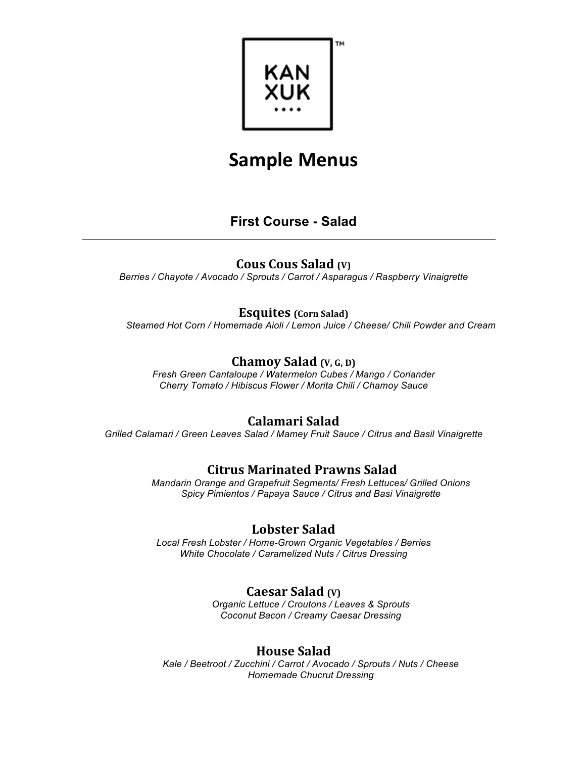KAN XUK ™

# Sample Menus

## First Course - Salad

---

### Cous Cous Salad (V)

*Berries / Chayote / Avocado / Sprouts / Carrot / Asparagus / Raspberry Vinaigrette*

### Esquites (Corn Salad)

*Steamed Hot Corn / Homemade Aioli / Lemon Juice / Cheese/ Chili Powder and Cream*

### Chamoy Salad (V, G, D)

*Fresh Green Cantaloupe / Watermelon Cubes / Mango / Coriander*
*Cherry Tomato / Hibiscus Flower / Morita Chili / Chamoy Sauce*

### Calamari Salad

*Grilled Calamari / Green Leaves Salad / Mamey Fruit Sauce / Citrus and Basil Vinaigrette*

### Citrus Marinated Prawns Salad

*Mandarin Orange and Grapefruit Segments/ Fresh Lettuces/ Grilled Onions*
*Spicy Pimientos / Papaya Sauce / Citrus and Basi Vinaigrette*

### Lobster Salad

*Local Fresh Lobster / Home-Grown Organic Vegetables / Berries*
*White Chocolate / Caramelized Nuts / Citrus Dressing*

### Caesar Salad (V)

*Organic Lettuce / Croutons / Leaves & Sprouts*
*Coconut Bacon / Creamy Caesar Dressing*

### House Salad

*Kale / Beetroot / Zucchini / Carrot / Avocado / Sprouts / Nuts / Cheese*
*Homemade Chucrut Dressing*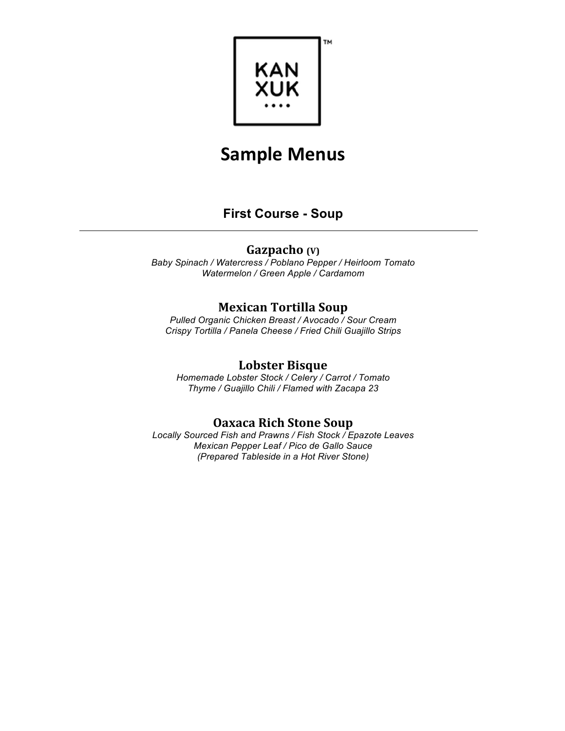KAN XUK ™

# Sample Menus

## First Course - Soup

---

### Gazpacho (V)

*Baby Spinach / Watercress / Poblano Pepper / Heirloom Tomato*
*Watermelon / Green Apple / Cardamom*

### Mexican Tortilla Soup

*Pulled Organic Chicken Breast / Avocado / Sour Cream*
*Crispy Tortilla / Panela Cheese / Fried Chili Guajillo Strips*

### Lobster Bisque

*Homemade Lobster Stock / Celery / Carrot / Tomato*
*Thyme / Guajillo Chili / Flamed with Zacapa 23*

### Oaxaca Rich Stone Soup

*Locally Sourced Fish and Prawns / Fish Stock / Epazote Leaves*
*Mexican Pepper Leaf / Pico de Gallo Sauce*
*(Prepared Tableside in a Hot River Stone)*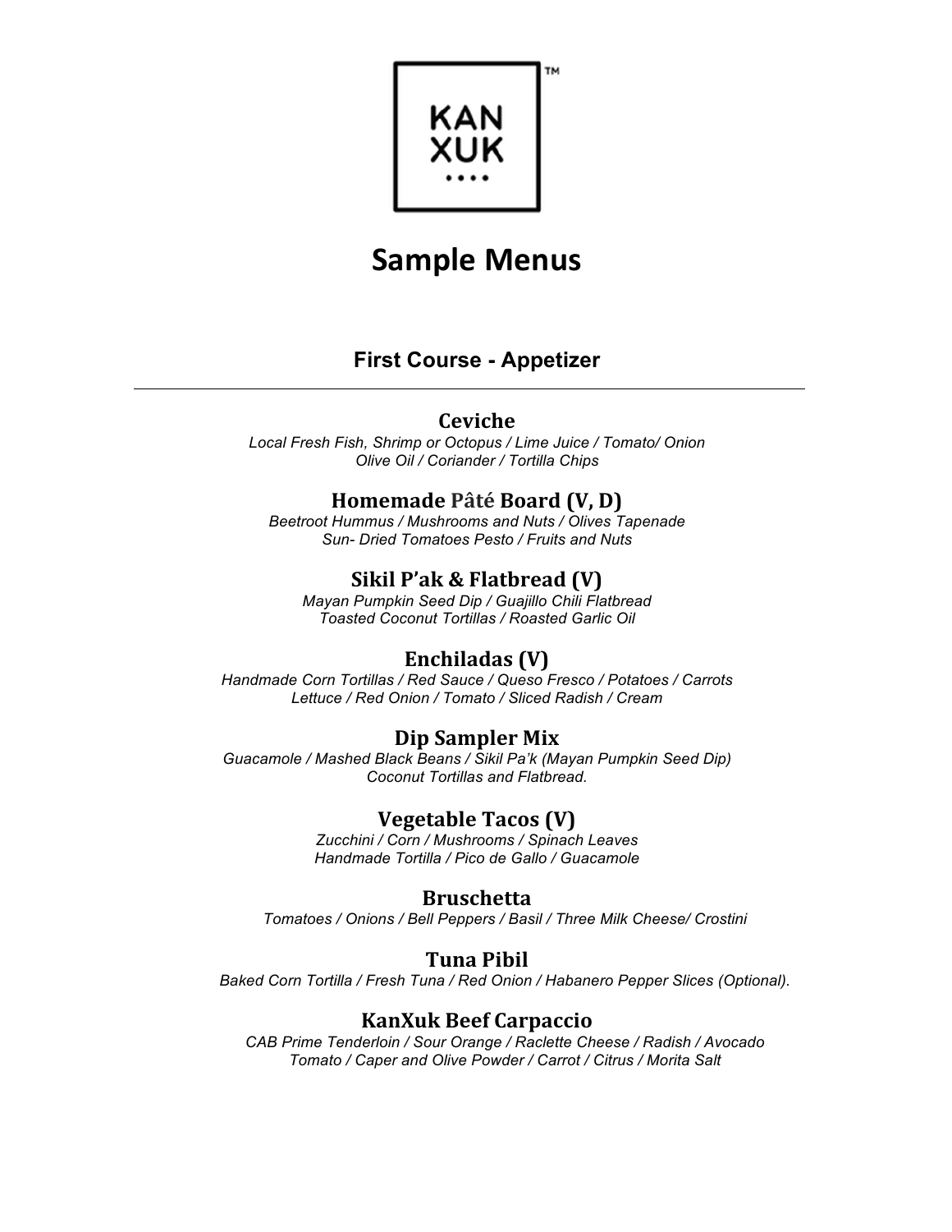KAN XUK ™

# Sample Menus

## First Course - Appetizer

---

### Ceviche

*Local Fresh Fish, Shrimp or Octopus / Lime Juice / Tomato/ Onion*
*Olive Oil / Coriander / Tortilla Chips*

### Homemade Pâté Board (V, D)

*Beetroot Hummus / Mushrooms and Nuts / Olives Tapenade*
*Sun- Dried Tomatoes Pesto / Fruits and Nuts*

### Sikil P'ak & Flatbread (V)

*Mayan Pumpkin Seed Dip / Guajillo Chili Flatbread*
*Toasted Coconut Tortillas / Roasted Garlic Oil*

### Enchiladas (V)

*Handmade Corn Tortillas / Red Sauce / Queso Fresco / Potatoes / Carrots*
*Lettuce / Red Onion / Tomato / Sliced Radish / Cream*

### Dip Sampler Mix

*Guacamole / Mashed Black Beans / Sikil Pa'k (Mayan Pumpkin Seed Dip)*
*Coconut Tortillas and Flatbread.*

### Vegetable Tacos (V)

*Zucchini / Corn / Mushrooms / Spinach Leaves*
*Handmade Tortilla / Pico de Gallo / Guacamole*

### Bruschetta

*Tomatoes / Onions / Bell Peppers / Basil / Three Milk Cheese/ Crostini*

### Tuna Pibil

*Baked Corn Tortilla / Fresh Tuna / Red Onion / Habanero Pepper Slices (Optional).*

### KanXuk Beef Carpaccio

*CAB Prime Tenderloin / Sour Orange / Raclette Cheese / Radish / Avocado*
*Tomato / Caper and Olive Powder / Carrot / Citrus / Morita Salt*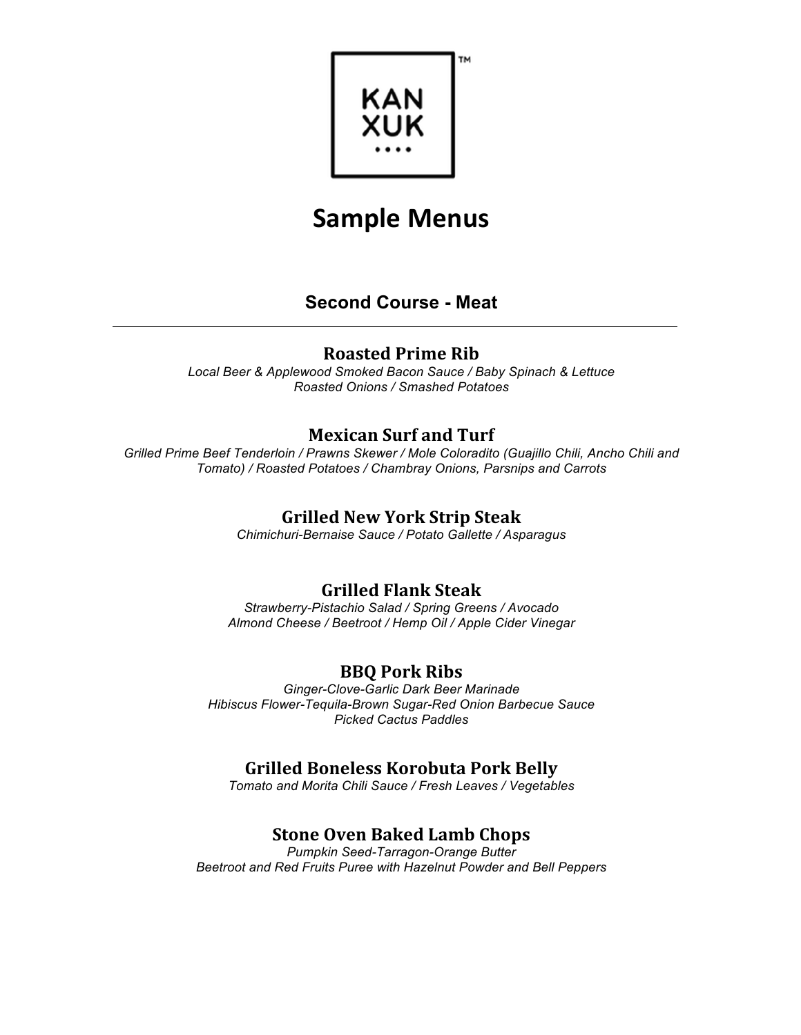KAN
XUK
™

# Sample Menus

## Second Course - Meat

---

### Roasted Prime Rib

*Local Beer & Applewood Smoked Bacon Sauce / Baby Spinach & Lettuce*
*Roasted Onions / Smashed Potatoes*

### Mexican Surf and Turf

*Grilled Prime Beef Tenderloin / Prawns Skewer / Mole Coloradito (Guajillo Chili, Ancho Chili and Tomato) / Roasted Potatoes / Chambray Onions, Parsnips and Carrots*

### Grilled New York Strip Steak

*Chimichuri-Bernaise Sauce / Potato Gallette / Asparagus*

### Grilled Flank Steak

*Strawberry-Pistachio Salad / Spring Greens / Avocado*
*Almond Cheese / Beetroot / Hemp Oil / Apple Cider Vinegar*

### BBQ Pork Ribs

*Ginger-Clove-Garlic Dark Beer Marinade*
*Hibiscus Flower-Tequila-Brown Sugar-Red Onion Barbecue Sauce*
*Picked Cactus Paddles*

### Grilled Boneless Korobuta Pork Belly

*Tomato and Morita Chili Sauce / Fresh Leaves / Vegetables*

### Stone Oven Baked Lamb Chops

*Pumpkin Seed-Tarragon-Orange Butter*
*Beetroot and Red Fruits Puree with Hazelnut Powder and Bell Peppers*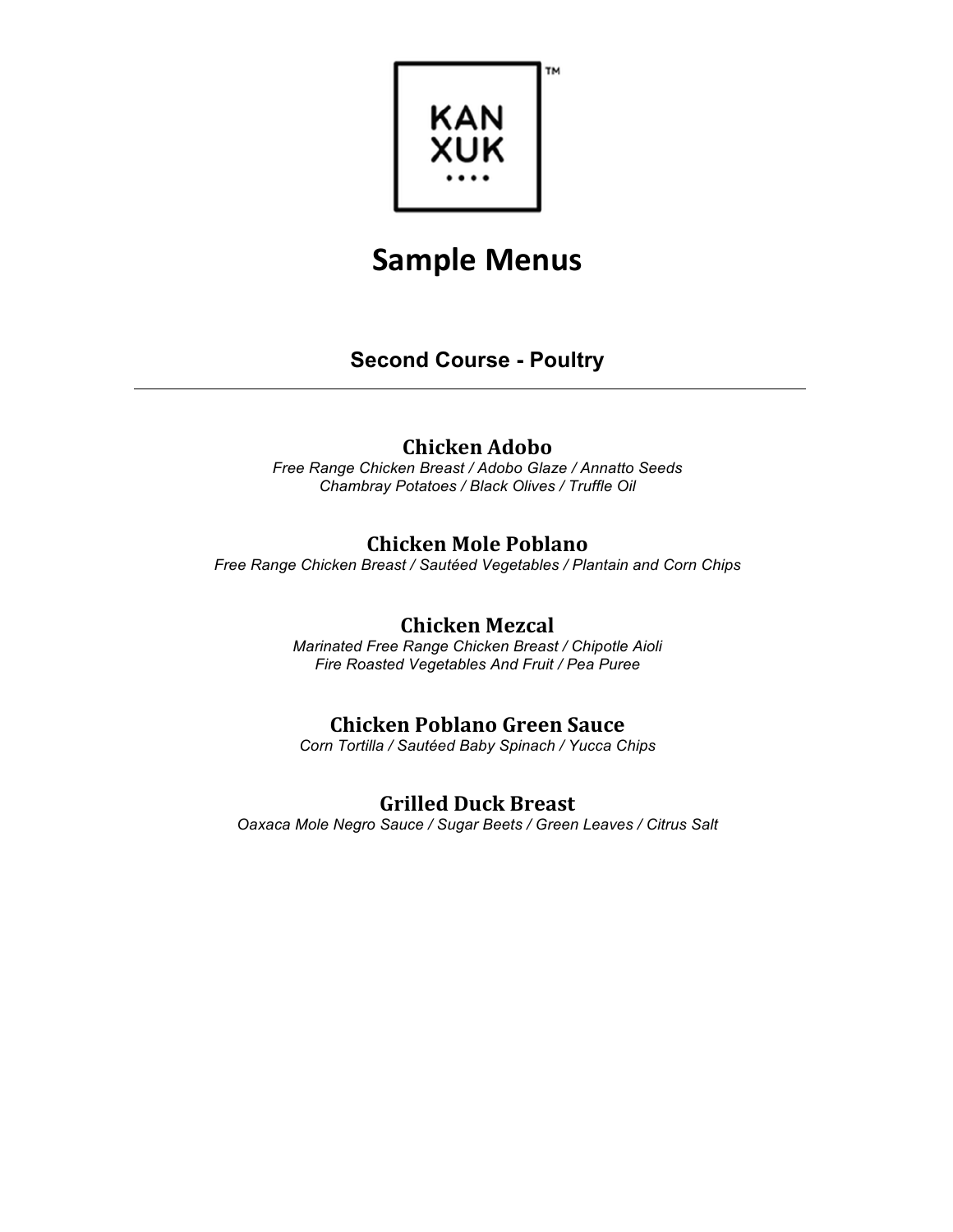KAN
XUK

# Sample Menus

## Second Course - Poultry

---

### Chicken Adobo

*Free Range Chicken Breast / Adobo Glaze / Annatto Seeds*
*Chambray Potatoes / Black Olives / Truffle Oil*

### Chicken Mole Poblano

*Free Range Chicken Breast / Sautéed Vegetables / Plantain and Corn Chips*

### Chicken Mezcal

*Marinated Free Range Chicken Breast / Chipotle Aioli*
*Fire Roasted Vegetables And Fruit / Pea Puree*

### Chicken Poblano Green Sauce

*Corn Tortilla / Sautéed Baby Spinach / Yucca Chips*

### Grilled Duck Breast

*Oaxaca Mole Negro Sauce / Sugar Beets / Green Leaves / Citrus Salt*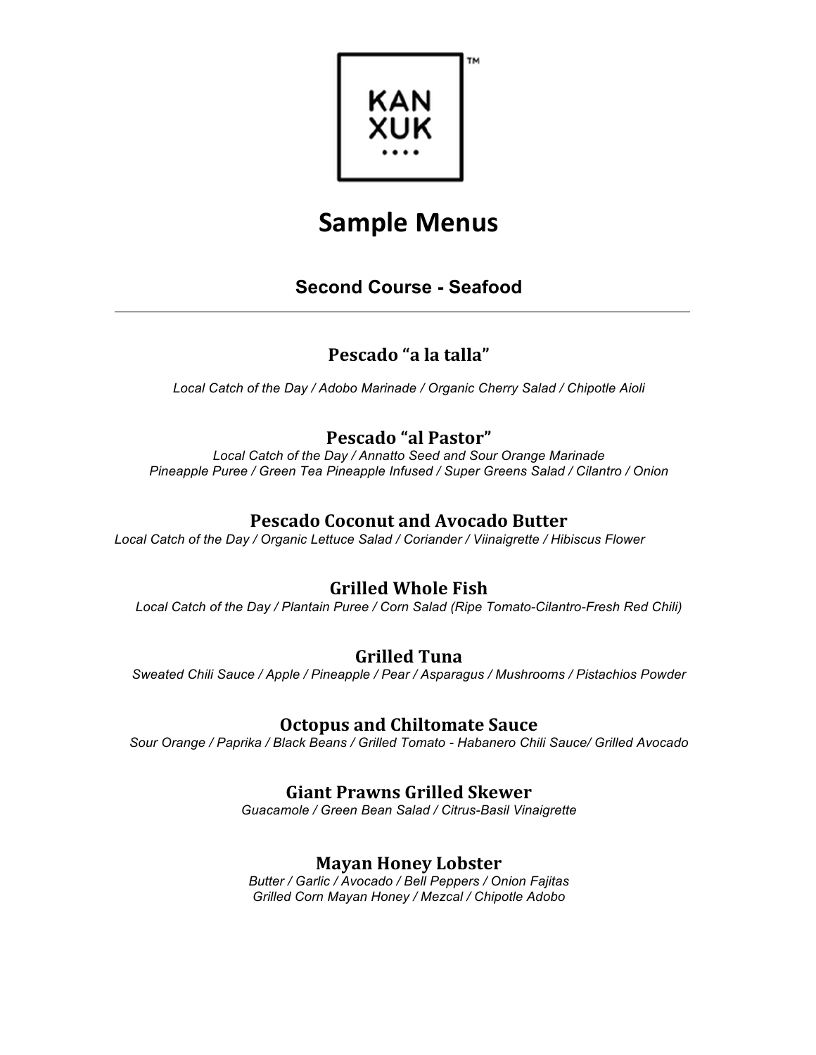KAN XUK ™

# Sample Menus

## Second Course - Seafood

---

### Pescado "a la talla"

*Local Catch of the Day / Adobo Marinade / Organic Cherry Salad / Chipotle Aioli*

### Pescado "al Pastor"

*Local Catch of the Day / Annatto Seed and Sour Orange Marinade*
*Pineapple Puree / Green Tea Pineapple Infused / Super Greens Salad / Cilantro / Onion*

### Pescado Coconut and Avocado Butter

*Local Catch of the Day / Organic Lettuce Salad / Coriander / Viinaigrette / Hibiscus Flower*

### Grilled Whole Fish

*Local Catch of the Day / Plantain Puree / Corn Salad (Ripe Tomato-Cilantro-Fresh Red Chili)*

### Grilled Tuna

*Sweated Chili Sauce / Apple / Pineapple / Pear / Asparagus / Mushrooms / Pistachios Powder*

### Octopus and Chiltomate Sauce

*Sour Orange / Paprika / Black Beans / Grilled Tomato - Habanero Chili Sauce/ Grilled Avocado*

### Giant Prawns Grilled Skewer

*Guacamole / Green Bean Salad / Citrus-Basil Vinaigrette*

### Mayan Honey Lobster

*Butter / Garlic / Avocado / Bell Peppers / Onion Fajitas*
*Grilled Corn Mayan Honey / Mezcal / Chipotle Adobo*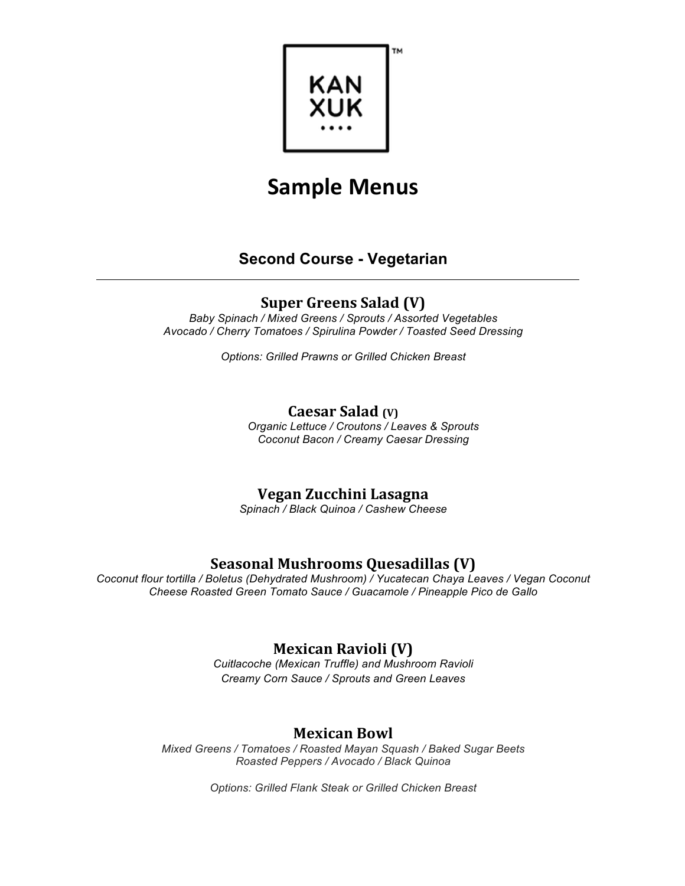KAN XUK ™

# Sample Menus

## Second Course - Vegetarian

---

### Super Greens Salad (V)

*Baby Spinach / Mixed Greens / Sprouts / Assorted Vegetables*
*Avocado / Cherry Tomatoes / Spirulina Powder / Toasted Seed Dressing*

*Options: Grilled Prawns or Grilled Chicken Breast*

### Caesar Salad (V)

*Organic Lettuce / Croutons / Leaves & Sprouts*
*Coconut Bacon / Creamy Caesar Dressing*

### Vegan Zucchini Lasagna

*Spinach / Black Quinoa / Cashew Cheese*

### Seasonal Mushrooms Quesadillas (V)

*Coconut flour tortilla / Boletus (Dehydrated Mushroom) / Yucatecan Chaya Leaves / Vegan Coconut Cheese Roasted Green Tomato Sauce / Guacamole / Pineapple Pico de Gallo*

### Mexican Ravioli (V)

*Cuitlacoche (Mexican Truffle) and Mushroom Ravioli*
*Creamy Corn Sauce / Sprouts and Green Leaves*

### Mexican Bowl

*Mixed Greens / Tomatoes / Roasted Mayan Squash / Baked Sugar Beets*
*Roasted Peppers / Avocado / Black Quinoa*

*Options: Grilled Flank Steak or Grilled Chicken Breast*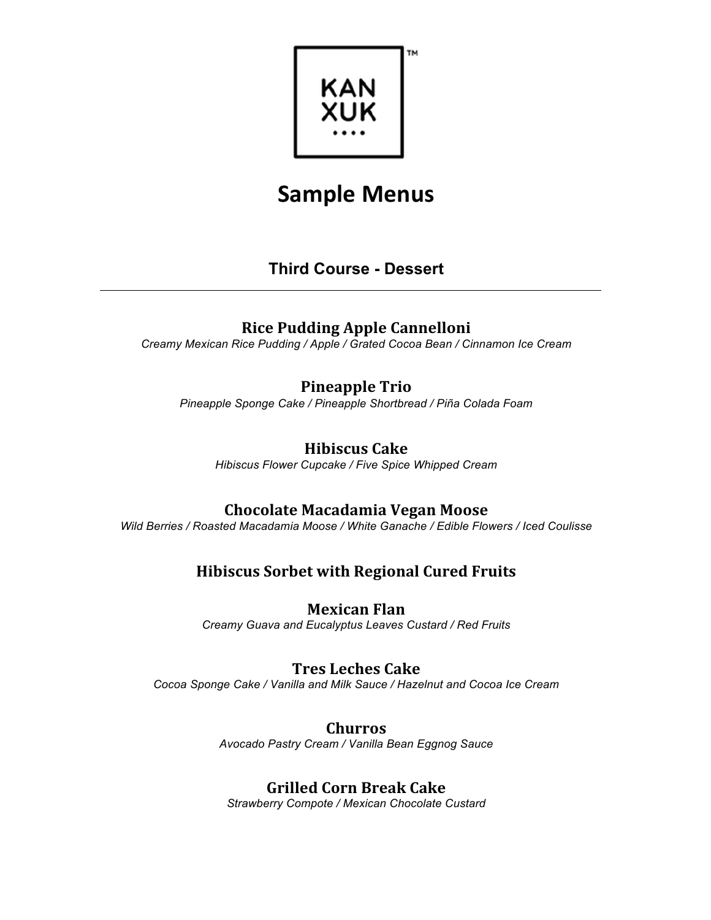KAN
XUK
••••

# Sample Menus

## Third Course - Dessert

---

### Rice Pudding Apple Cannelloni

*Creamy Mexican Rice Pudding / Apple / Grated Cocoa Bean / Cinnamon Ice Cream*

### Pineapple Trio

*Pineapple Sponge Cake / Pineapple Shortbread / Piña Colada Foam*

### Hibiscus Cake

*Hibiscus Flower Cupcake / Five Spice Whipped Cream*

### Chocolate Macadamia Vegan Moose

*Wild Berries / Roasted Macadamia Moose / White Ganache / Edible Flowers / Iced Coulisse*

### Hibiscus Sorbet with Regional Cured Fruits

### Mexican Flan

*Creamy Guava and Eucalyptus Leaves Custard / Red Fruits*

### Tres Leches Cake

*Cocoa Sponge Cake / Vanilla and Milk Sauce / Hazelnut and Cocoa Ice Cream*

### Churros

*Avocado Pastry Cream / Vanilla Bean Eggnog Sauce*

### Grilled Corn Break Cake

*Strawberry Compote / Mexican Chocolate Custard*